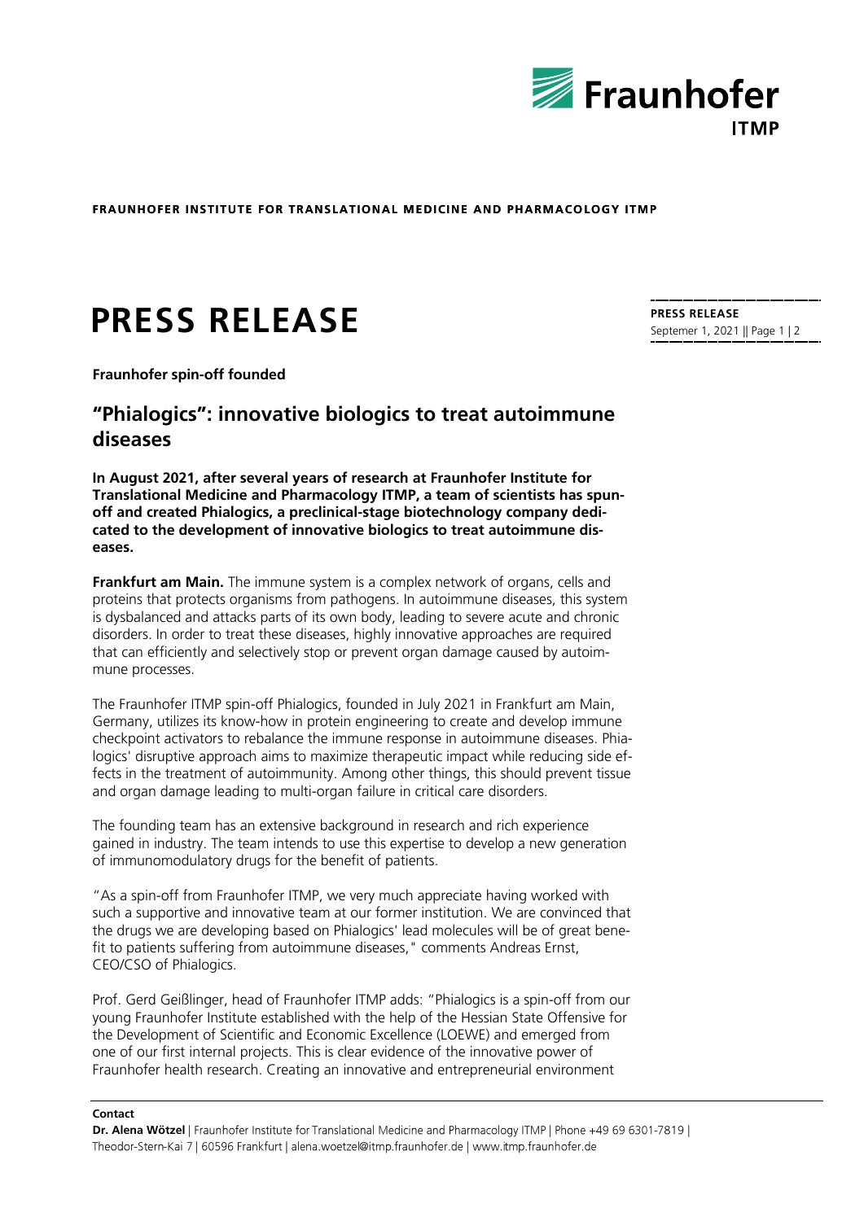**FRAUNHOFER INSTITUTE FOR TRANSLATIONAL MEDICINE AND PHARMACOLOGY ITMP**

# PRESS RELEASE

**PRESS RELEASE**
Septemer 1, 2021 || Page 1 | 2

**Fraunhofer spin-off founded**

## "Phialogics": innovative biologics to treat autoimmune diseases

**In August 2021, after several years of research at Fraunhofer Institute for Translational Medicine and Pharmacology ITMP, a team of scientists has spun-off and created Phialogics, a preclinical-stage biotechnology company dedicated to the development of innovative biologics to treat autoimmune diseases.**

**Frankfurt am Main.** The immune system is a complex network of organs, cells and proteins that protects organisms from pathogens. In autoimmune diseases, this system is dysbalanced and attacks parts of its own body, leading to severe acute and chronic disorders. In order to treat these diseases, highly innovative approaches are required that can efficiently and selectively stop or prevent organ damage caused by autoimmune processes.

The Fraunhofer ITMP spin-off Phialogics, founded in July 2021 in Frankfurt am Main, Germany, utilizes its know-how in protein engineering to create and develop immune checkpoint activators to rebalance the immune response in autoimmune diseases. Phialogics' disruptive approach aims to maximize therapeutic impact while reducing side effects in the treatment of autoimmunity. Among other things, this should prevent tissue and organ damage leading to multi-organ failure in critical care disorders.

The founding team has an extensive background in research and rich experience gained in industry. The team intends to use this expertise to develop a new generation of immunomodulatory drugs for the benefit of patients.

"As a spin-off from Fraunhofer ITMP, we very much appreciate having worked with such a supportive and innovative team at our former institution. We are convinced that the drugs we are developing based on Phialogics' lead molecules will be of great benefit to patients suffering from autoimmune diseases," comments Andreas Ernst, CEO/CSO of Phialogics.

Prof. Gerd Geißlinger, head of Fraunhofer ITMP adds: "Phialogics is a spin-off from our young Fraunhofer Institute established with the help of the Hessian State Offensive for the Development of Scientific and Economic Excellence (LOEWE) and emerged from one of our first internal projects. This is clear evidence of the innovative power of Fraunhofer health research. Creating an innovative and entrepreneurial environment

**Contact**

**Dr. Alena Wötzel** | Fraunhofer Institute for Translational Medicine and Pharmacology ITMP | Phone +49 69 6301-7819 | Theodor-Stern-Kai 7 | 60596 Frankfurt | alena.woetzel@itmp.fraunhofer.de | www.itmp.fraunhofer.de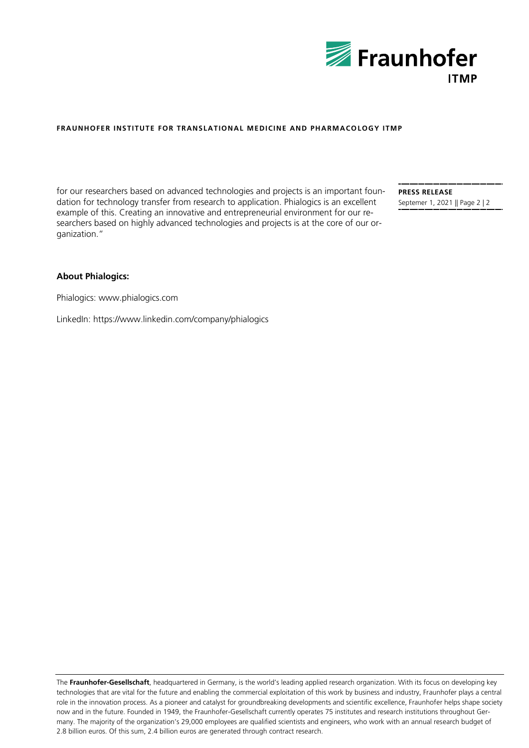for our researchers based on advanced technologies and projects is an important foundation for technology transfer from research to application. Phialogics is an excellent example of this. Creating an innovative and entrepreneurial environment for our researchers based on highly advanced technologies and projects is at the core of our organization."

**About Phialogics:**

Phialogics: www.phialogics.com

LinkedIn: https://www.linkedin.com/company/phialogics

The **Fraunhofer-Gesellschaft**, headquartered in Germany, is the world's leading applied research organization. With its focus on developing key technologies that are vital for the future and enabling the commercial exploitation of this work by business and industry, Fraunhofer plays a central role in the innovation process. As a pioneer and catalyst for groundbreaking developments and scientific excellence, Fraunhofer helps shape society now and in the future. Founded in 1949, the Fraunhofer-Gesellschaft currently operates 75 institutes and research institutions throughout Germany. The majority of the organization's 29,000 employees are qualified scientists and engineers, who work with an annual research budget of 2.8 billion euros. Of this sum, 2.4 billion euros are generated through contract research.